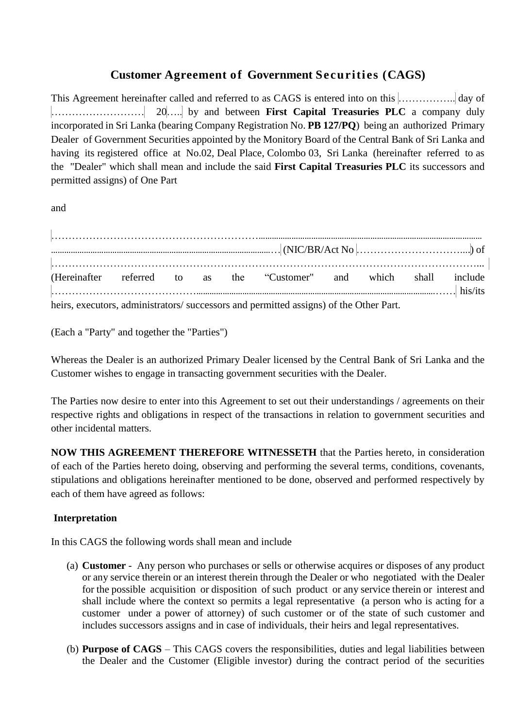## Customer Agreement of Government Securities (CAGS)

This Agreement hereinafter called and referred to as CAGS is entered into on this …………….. day of ……………………… 20….. by and between **First Capital Treasuries PLC** a company duly incorporated in Sri Lanka (bearing Company Registration No. **PB 127/PQ**) being an authorized Primary Dealer of Government Securities appointed by the Monitory Board of the Central Bank of Sri Lanka and having its registered office at No.02, Deal Place, Colombo 03, Sri Lanka (hereinafter referred to as the "Dealer" which shall mean and include the said **First Capital Treasuries PLC** its successors and permitted assigns) of One Part

and

………………………………………………………………………………………………………………………………………………………………………………… (NIC/BR/Act No …………………………....) of ……………………………………………………………………………………………………….. (Hereinafter referred to as the "Customer" and which shall include …………………………………………………………………………………………………………………… his/its heirs, executors, administrators/ successors and permitted assigns) of the Other Part.

(Each a "Party" and together the "Parties")

Whereas the Dealer is an authorized Primary Dealer licensed by the Central Bank of Sri Lanka and the Customer wishes to engage in transacting government securities with the Dealer.

The Parties now desire to enter into this Agreement to set out their understandings / agreements on their respective rights and obligations in respect of the transactions in relation to government securities and other incidental matters.

**NOW THIS AGREEMENT THEREFORE WITNESSETH** that the Parties hereto, in consideration of each of the Parties hereto doing, observing and performing the several terms, conditions, covenants, stipulations and obligations hereinafter mentioned to be done, observed and performed respectively by each of them have agreed as follows:

**Interpretation**

In this CAGS the following words shall mean and include

(a) **Customer** - Any person who purchases or sells or otherwise acquires or disposes of any product or any service therein or an interest therein through the Dealer or who negotiated with the Dealer for the possible acquisition or disposition of such product or any service therein or interest and shall include where the context so permits a legal representative (a person who is acting for a customer under a power of attorney) of such customer or of the state of such customer and includes successors assigns and in case of individuals, their heirs and legal representatives.

(b) **Purpose of CAGS** – This CAGS covers the responsibilities, duties and legal liabilities between the Dealer and the Customer (Eligible investor) during the contract period of the securities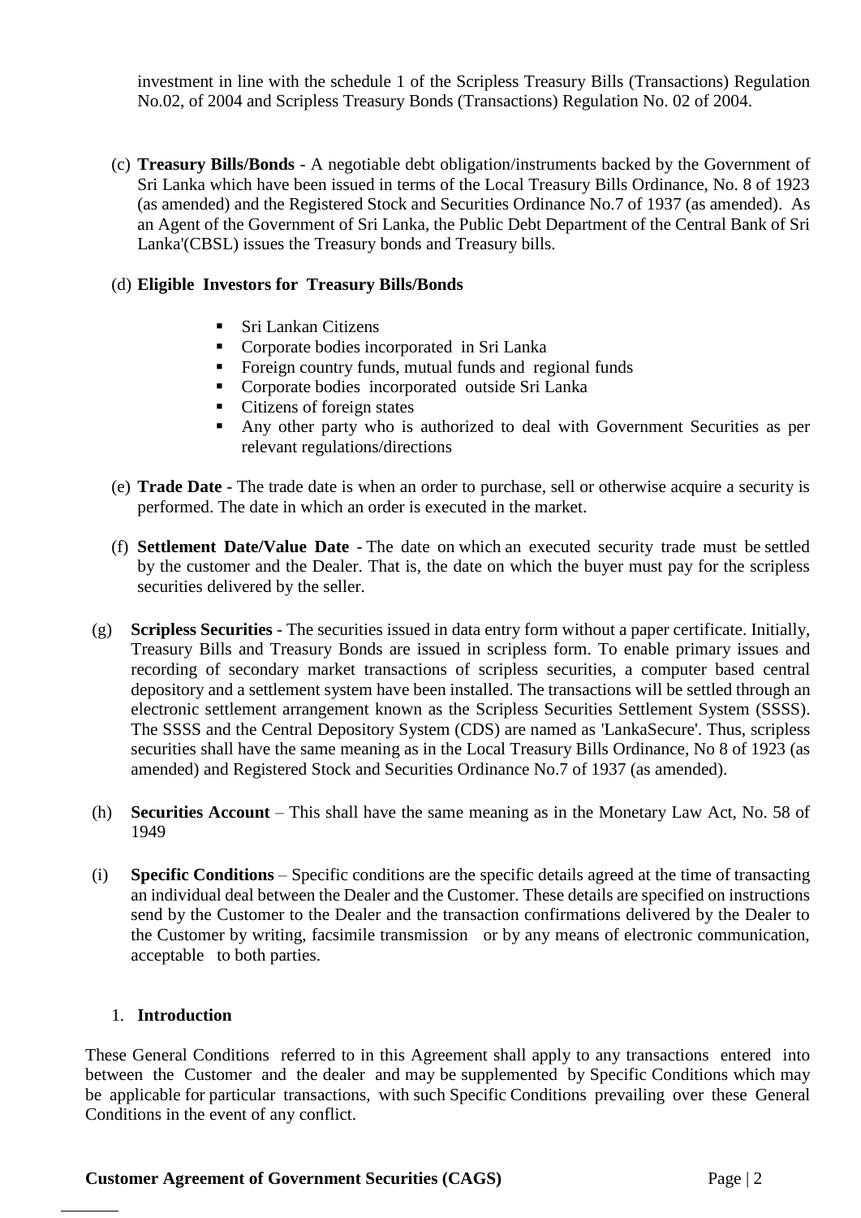investment in line with the schedule 1 of the Scripless Treasury Bills (Transactions) Regulation No.02, of 2004 and Scripless Treasury Bonds (Transactions) Regulation No. 02 of 2004.

(c) **Treasury Bills/Bonds** - A negotiable debt obligation/instruments backed by the Government of Sri Lanka which have been issued in terms of the Local Treasury Bills Ordinance, No. 8 of 1923 (as amended) and the Registered Stock and Securities Ordinance No.7 of 1937 (as amended). As an Agent of the Government of Sri Lanka, the Public Debt Department of the Central Bank of Sri Lanka'(CBSL) issues the Treasury bonds and Treasury bills.

(d) **Eligible Investors for Treasury Bills/Bonds**

- Sri Lankan Citizens
- Corporate bodies incorporated in Sri Lanka
- Foreign country funds, mutual funds and regional funds
- Corporate bodies incorporated outside Sri Lanka
- Citizens of foreign states
- Any other party who is authorized to deal with Government Securities as per relevant regulations/directions

(e) **Trade Date** - The trade date is when an order to purchase, sell or otherwise acquire a security is performed. The date in which an order is executed in the market.

(f) **Settlement Date/Value Date** - The date on which an executed security trade must be settled by the customer and the Dealer. That is, the date on which the buyer must pay for the scripless securities delivered by the seller.

(g) **Scripless Securities** - The securities issued in data entry form without a paper certificate. Initially, Treasury Bills and Treasury Bonds are issued in scripless form. To enable primary issues and recording of secondary market transactions of scripless securities, a computer based central depository and a settlement system have been installed. The transactions will be settled through an electronic settlement arrangement known as the Scripless Securities Settlement System (SSSS). The SSSS and the Central Depository System (CDS) are named as 'LankaSecure'. Thus, scripless securities shall have the same meaning as in the Local Treasury Bills Ordinance, No 8 of 1923 (as amended) and Registered Stock and Securities Ordinance No.7 of 1937 (as amended).

(h) **Securities Account** – This shall have the same meaning as in the Monetary Law Act, No. 58 of 1949

(i) **Specific Conditions** – Specific conditions are the specific details agreed at the time of transacting an individual deal between the Dealer and the Customer. These details are specified on instructions send by the Customer to the Dealer and the transaction confirmations delivered by the Dealer to the Customer by writing, facsimile transmission or by any means of electronic communication, acceptable to both parties.

## 1. Introduction

These General Conditions referred to in this Agreement shall apply to any transactions entered into between the Customer and the dealer and may be supplemented by Specific Conditions which may be applicable for particular transactions, with such Specific Conditions prevailing over these General Conditions in the event of any conflict.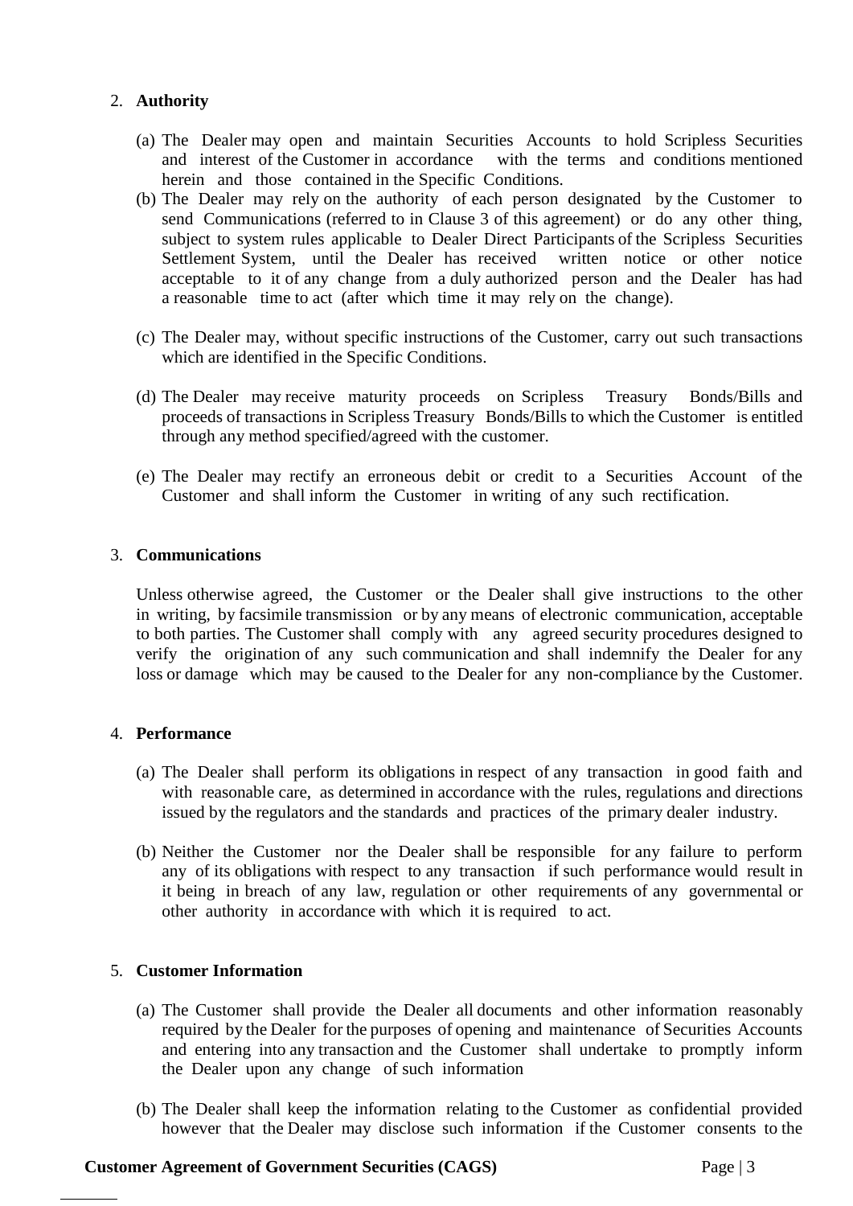2. **Authority**

   (a) The Dealer may open and maintain Securities Accounts to hold Scripless Securities and interest of the Customer in accordance with the terms and conditions mentioned herein and those contained in the Specific Conditions.

   (b) The Dealer may rely on the authority of each person designated by the Customer to send Communications (referred to in Clause 3 of this agreement) or do any other thing, subject to system rules applicable to Dealer Direct Participants of the Scripless Securities Settlement System, until the Dealer has received written notice or other notice acceptable to it of any change from a duly authorized person and the Dealer has had a reasonable time to act (after which time it may rely on the change).

   (c) The Dealer may, without specific instructions of the Customer, carry out such transactions which are identified in the Specific Conditions.

   (d) The Dealer may receive maturity proceeds on Scripless Treasury Bonds/Bills and proceeds of transactions in Scripless Treasury Bonds/Bills to which the Customer is entitled through any method specified/agreed with the customer.

   (e) The Dealer may rectify an erroneous debit or credit to a Securities Account of the Customer and shall inform the Customer in writing of any such rectification.

3. **Communications**

   Unless otherwise agreed, the Customer or the Dealer shall give instructions to the other in writing, by facsimile transmission or by any means of electronic communication, acceptable to both parties. The Customer shall comply with any agreed security procedures designed to verify the origination of any such communication and shall indemnify the Dealer for any loss or damage which may be caused to the Dealer for any non-compliance by the Customer.

4. **Performance**

   (a) The Dealer shall perform its obligations in respect of any transaction in good faith and with reasonable care, as determined in accordance with the rules, regulations and directions issued by the regulators and the standards and practices of the primary dealer industry.

   (b) Neither the Customer nor the Dealer shall be responsible for any failure to perform any of its obligations with respect to any transaction if such performance would result in it being in breach of any law, regulation or other requirements of any governmental or other authority in accordance with which it is required to act.

5. **Customer Information**

   (a) The Customer shall provide the Dealer all documents and other information reasonably required by the Dealer for the purposes of opening and maintenance of Securities Accounts and entering into any transaction and the Customer shall undertake to promptly inform the Dealer upon any change of such information

   (b) The Dealer shall keep the information relating to the Customer as confidential provided however that the Dealer may disclose such information if the Customer consents to the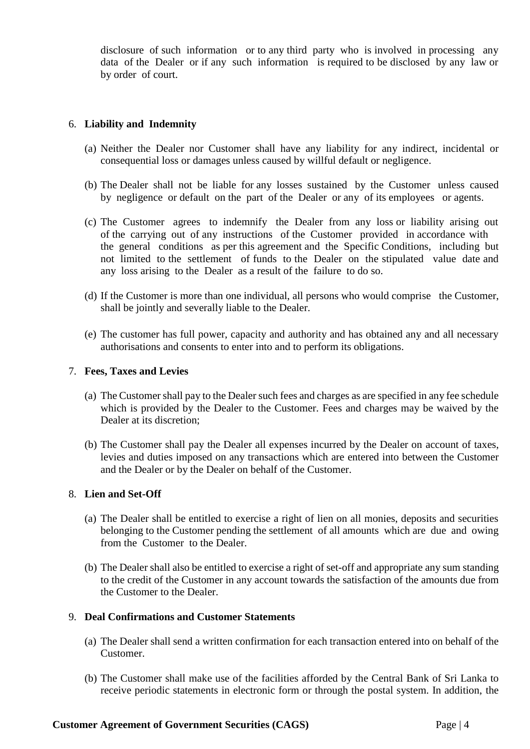disclosure of such information or to any third party who is involved in processing any data of the Dealer or if any such information is required to be disclosed by any law or by order of court.

6. **Liability and Indemnity**

   (a) Neither the Dealer nor Customer shall have any liability for any indirect, incidental or consequential loss or damages unless caused by willful default or negligence.

   (b) The Dealer shall not be liable for any losses sustained by the Customer unless caused by negligence or default on the part of the Dealer or any of its employees or agents.

   (c) The Customer agrees to indemnify the Dealer from any loss or liability arising out of the carrying out of any instructions of the Customer provided in accordance with the general conditions as per this agreement and the Specific Conditions, including but not limited to the settlement of funds to the Dealer on the stipulated value date and any loss arising to the Dealer as a result of the failure to do so.

   (d) If the Customer is more than one individual, all persons who would comprise the Customer, shall be jointly and severally liable to the Dealer.

   (e) The customer has full power, capacity and authority and has obtained any and all necessary authorisations and consents to enter into and to perform its obligations.

7. **Fees, Taxes and Levies**

   (a) The Customer shall pay to the Dealer such fees and charges as are specified in any fee schedule which is provided by the Dealer to the Customer. Fees and charges may be waived by the Dealer at its discretion;

   (b) The Customer shall pay the Dealer all expenses incurred by the Dealer on account of taxes, levies and duties imposed on any transactions which are entered into between the Customer and the Dealer or by the Dealer on behalf of the Customer.

8. **Lien and Set-Off**

   (a) The Dealer shall be entitled to exercise a right of lien on all monies, deposits and securities belonging to the Customer pending the settlement of all amounts which are due and owing from the Customer to the Dealer.

   (b) The Dealer shall also be entitled to exercise a right of set-off and appropriate any sum standing to the credit of the Customer in any account towards the satisfaction of the amounts due from the Customer to the Dealer.

9. **Deal Confirmations and Customer Statements**

   (a) The Dealer shall send a written confirmation for each transaction entered into on behalf of the Customer.

   (b) The Customer shall make use of the facilities afforded by the Central Bank of Sri Lanka to receive periodic statements in electronic form or through the postal system. In addition, the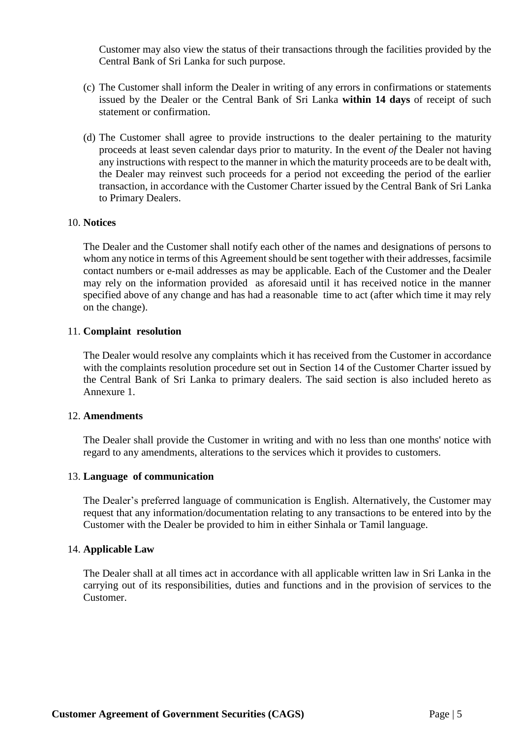Customer may also view the status of their transactions through the facilities provided by the Central Bank of Sri Lanka for such purpose.

(c) The Customer shall inform the Dealer in writing of any errors in confirmations or statements issued by the Dealer or the Central Bank of Sri Lanka **within 14 days** of receipt of such statement or confirmation.

(d) The Customer shall agree to provide instructions to the dealer pertaining to the maturity proceeds at least seven calendar days prior to maturity. In the event *of* the Dealer not having any instructions with respect to the manner in which the maturity proceeds are to be dealt with, the Dealer may reinvest such proceeds for a period not exceeding the period of the earlier transaction, in accordance with the Customer Charter issued by the Central Bank of Sri Lanka to Primary Dealers.

10. **Notices**

The Dealer and the Customer shall notify each other of the names and designations of persons to whom any notice in terms of this Agreement should be sent together with their addresses, facsimile contact numbers or e-mail addresses as may be applicable. Each of the Customer and the Dealer may rely on the information provided as aforesaid until it has received notice in the manner specified above of any change and has had a reasonable time to act (after which time it may rely on the change).

11. **Complaint resolution**

The Dealer would resolve any complaints which it has received from the Customer in accordance with the complaints resolution procedure set out in Section 14 of the Customer Charter issued by the Central Bank of Sri Lanka to primary dealers. The said section is also included hereto as Annexure 1.

12. **Amendments**

The Dealer shall provide the Customer in writing and with no less than one months' notice with regard to any amendments, alterations to the services which it provides to customers.

13. **Language of communication**

The Dealer's preferred language of communication is English. Alternatively, the Customer may request that any information/documentation relating to any transactions to be entered into by the Customer with the Dealer be provided to him in either Sinhala or Tamil language.

14. **Applicable Law**

The Dealer shall at all times act in accordance with all applicable written law in Sri Lanka in the carrying out of its responsibilities, duties and functions and in the provision of services to the Customer.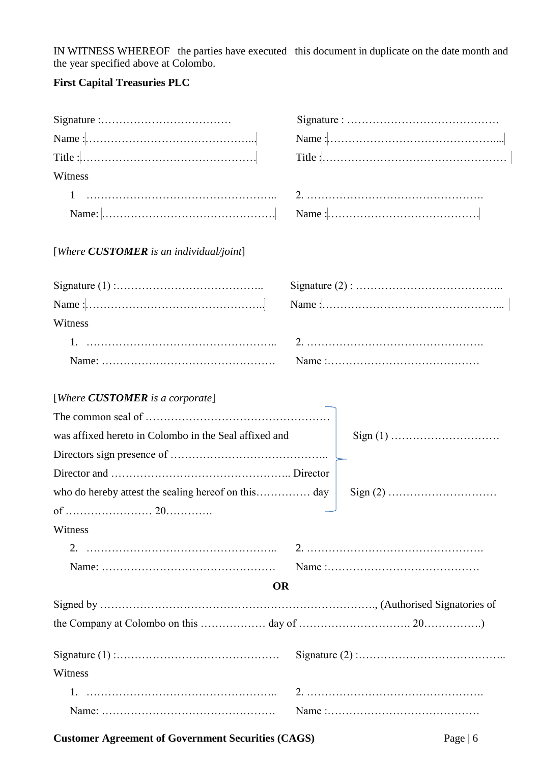IN WITNESS WHEREOF the parties have executed this document in duplicate on the date month and the year specified above at Colombo.

**First Capital Treasuries PLC**

Signature :……………………………… Signature : ……………………………………

Name :……………………………………….. Name :……………………………………….....

Title :………………………………………… Title :……………………………………………

Witness

1 …………………………………………….. 2. ………………………………………….

Name: ………………………………………. Name :…………………………………….

[*Where **CUSTOMER** is an individual/joint*]

Signature (1) :………………………………….. Signature (2) : …………………………………..

Name :………………………………………….. Name :…………………………………………...

Witness

1. …………………………………………….. 2. ………………………………………….

Name: ………………………………………… Name :……………………………………

[*Where **CUSTOMER** is a corporate*]

The common seal of ……………………………………………
was affixed hereto in Colombo in the Seal affixed and
Directors sign presence of ……………………………………..
Director and ………………………………………….. Director
who do hereby attest the sealing hereof on this………….. day
of …………………… 20………….

Sign (1) …………………………

Sign (2) …………………………

Witness

2. …………………………………………….. 2. ………………………………………….

Name: ………………………………………… Name :……………………………………

**OR**

Signed by ………………………………………………………………., (Authorised Signatories of the Company at Colombo on this ……………… day of …………………………. 20…………….)

Signature (1) :……………………………………… Signature (2) :…………………………………..

Witness

1. …………………………………………….. 2. ………………………………………….

Name: ………………………………………… Name :……………………………………

**Customer Agreement of Government Securities (CAGS)**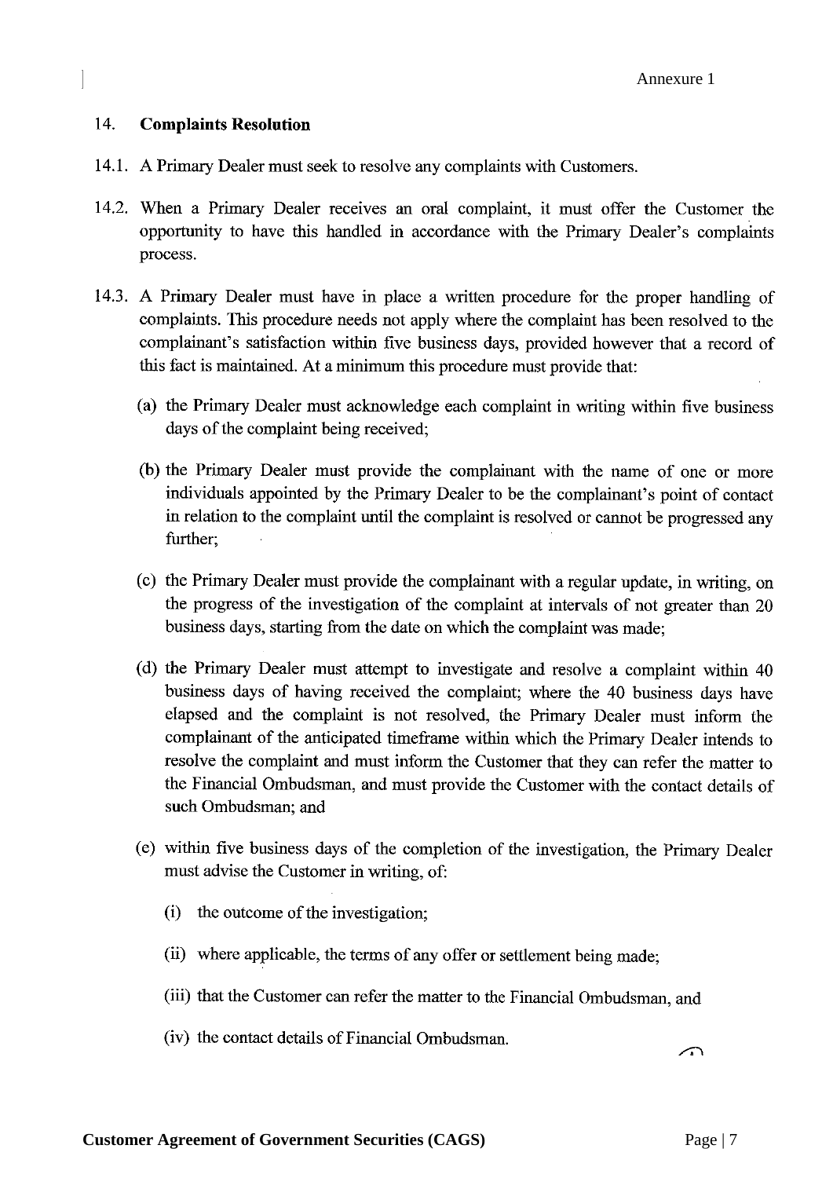## 14. Complaints Resolution

14.1. A Primary Dealer must seek to resolve any complaints with Customers.

14.2. When a Primary Dealer receives an oral complaint, it must offer the Customer the opportunity to have this handled in accordance with the Primary Dealer's complaints process.

14.3. A Primary Dealer must have in place a written procedure for the proper handling of complaints. This procedure needs not apply where the complaint has been resolved to the complainant's satisfaction within five business days, provided however that a record of this fact is maintained. At a minimum this procedure must provide that:

(a) the Primary Dealer must acknowledge each complaint in writing within five business days of the complaint being received;

(b) the Primary Dealer must provide the complainant with the name of one or more individuals appointed by the Primary Dealer to be the complainant's point of contact in relation to the complaint until the complaint is resolved or cannot be progressed any further;

(c) the Primary Dealer must provide the complainant with a regular update, in writing, on the progress of the investigation of the complaint at intervals of not greater than 20 business days, starting from the date on which the complaint was made;

(d) the Primary Dealer must attempt to investigate and resolve a complaint within 40 business days of having received the complaint; where the 40 business days have elapsed and the complaint is not resolved, the Primary Dealer must inform the complainant of the anticipated timeframe within which the Primary Dealer intends to resolve the complaint and must inform the Customer that they can refer the matter to the Financial Ombudsman, and must provide the Customer with the contact details of such Ombudsman; and

(e) within five business days of the completion of the investigation, the Primary Dealer must advise the Customer in writing, of:

(i) the outcome of the investigation;

(ii) where applicable, the terms of any offer or settlement being made;

(iii) that the Customer can refer the matter to the Financial Ombudsman, and

(iv) the contact details of Financial Ombudsman.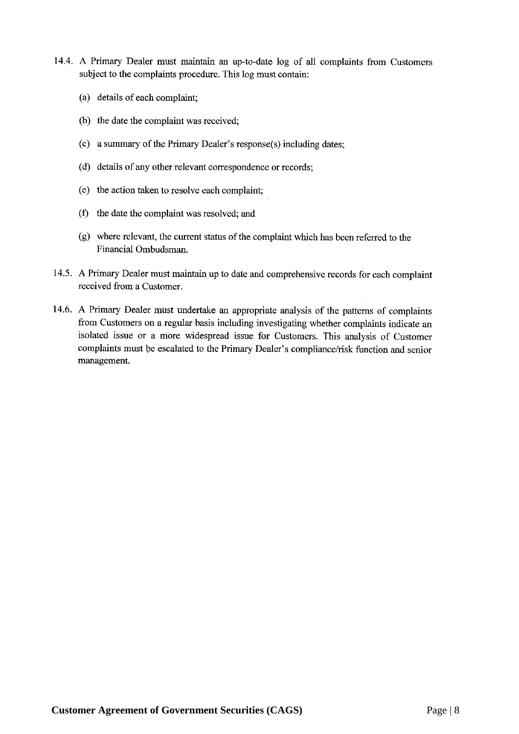14.4. A Primary Dealer must maintain an up-to-date log of all complaints from Customers subject to the complaints procedure. This log must contain:

(a) details of each complaint;

(b) the date the complaint was received;

(c) a summary of the Primary Dealer's response(s) including dates;

(d) details of any other relevant correspondence or records;

(e) the action taken to resolve each complaint;

(f) the date the complaint was resolved; and

(g) where relevant, the current status of the complaint which has been referred to the Financial Ombudsman.

14.5. A Primary Dealer must maintain up to date and comprehensive records for each complaint received from a Customer.

14.6. A Primary Dealer must undertake an appropriate analysis of the patterns of complaints from Customers on a regular basis including investigating whether complaints indicate an isolated issue or a more widespread issue for Customers. This analysis of Customer complaints must be escalated to the Primary Dealer's compliance/risk function and senior management.